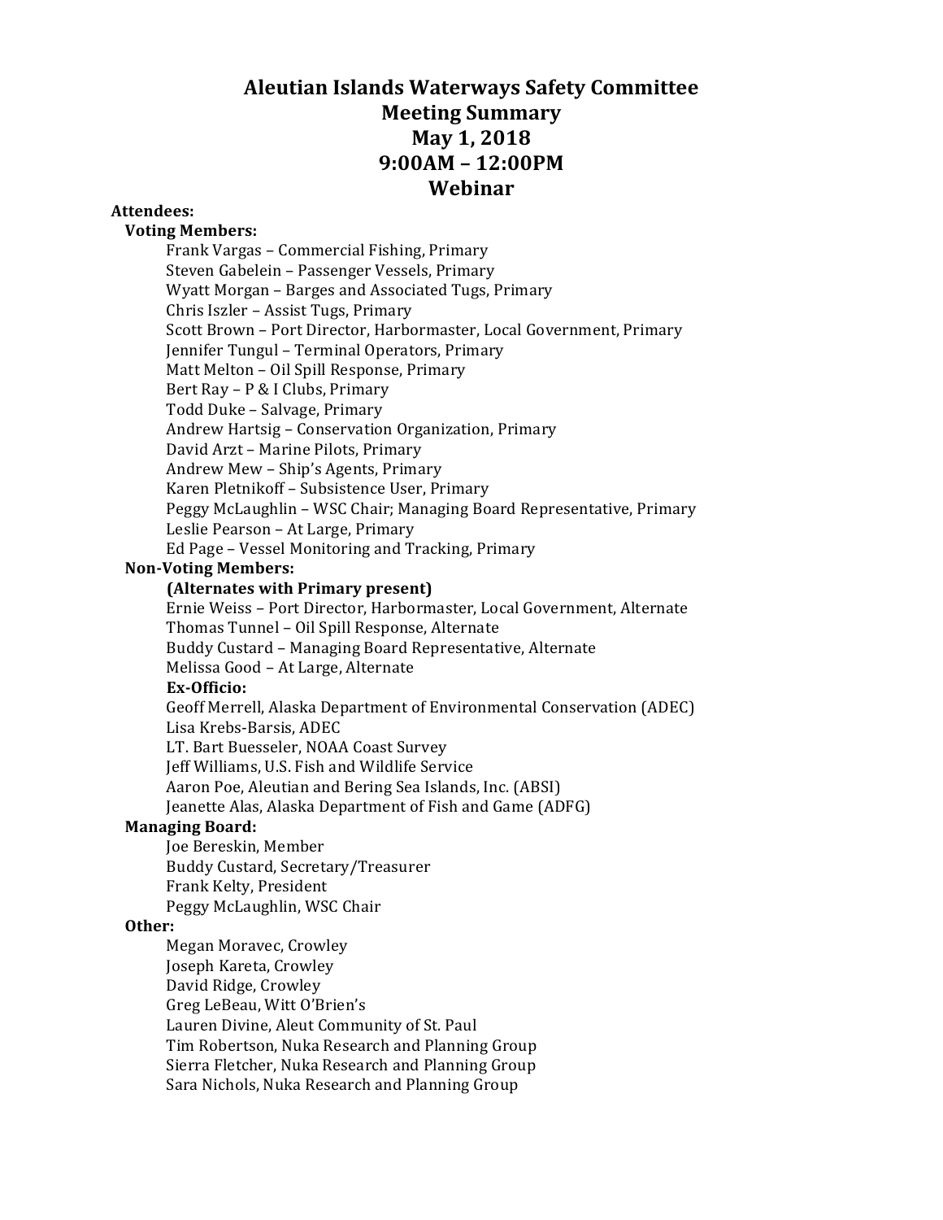# Aleutian Islands Waterways Safety Committee
# Meeting Summary
# May 1, 2018
# 9:00AM – 12:00PM
# Webinar

**Attendees:**

**Voting Members:**

Frank Vargas – Commercial Fishing, Primary
Steven Gabelein – Passenger Vessels, Primary
Wyatt Morgan – Barges and Associated Tugs, Primary
Chris Iszler – Assist Tugs, Primary
Scott Brown – Port Director, Harbormaster, Local Government, Primary
Jennifer Tungul – Terminal Operators, Primary
Matt Melton – Oil Spill Response, Primary
Bert Ray – P & I Clubs, Primary
Todd Duke – Salvage, Primary
Andrew Hartsig – Conservation Organization, Primary
David Arzt – Marine Pilots, Primary
Andrew Mew – Ship's Agents, Primary
Karen Pletnikoff – Subsistence User, Primary
Peggy McLaughlin – WSC Chair; Managing Board Representative, Primary
Leslie Pearson – At Large, Primary
Ed Page – Vessel Monitoring and Tracking, Primary

**Non-Voting Members:**

**(Alternates with Primary present)**

Ernie Weiss – Port Director, Harbormaster, Local Government, Alternate
Thomas Tunnel – Oil Spill Response, Alternate
Buddy Custard – Managing Board Representative, Alternate
Melissa Good – At Large, Alternate

**Ex-Officio:**

Geoff Merrell, Alaska Department of Environmental Conservation (ADEC)
Lisa Krebs-Barsis, ADEC
LT. Bart Buesseler, NOAA Coast Survey
Jeff Williams, U.S. Fish and Wildlife Service
Aaron Poe, Aleutian and Bering Sea Islands, Inc. (ABSI)
Jeanette Alas, Alaska Department of Fish and Game (ADFG)

**Managing Board:**

Joe Bereskin, Member
Buddy Custard, Secretary/Treasurer
Frank Kelty, President
Peggy McLaughlin, WSC Chair

**Other:**

Megan Moravec, Crowley
Joseph Kareta, Crowley
David Ridge, Crowley
Greg LeBeau, Witt O'Brien's
Lauren Divine, Aleut Community of St. Paul
Tim Robertson, Nuka Research and Planning Group
Sierra Fletcher, Nuka Research and Planning Group
Sara Nichols, Nuka Research and Planning Group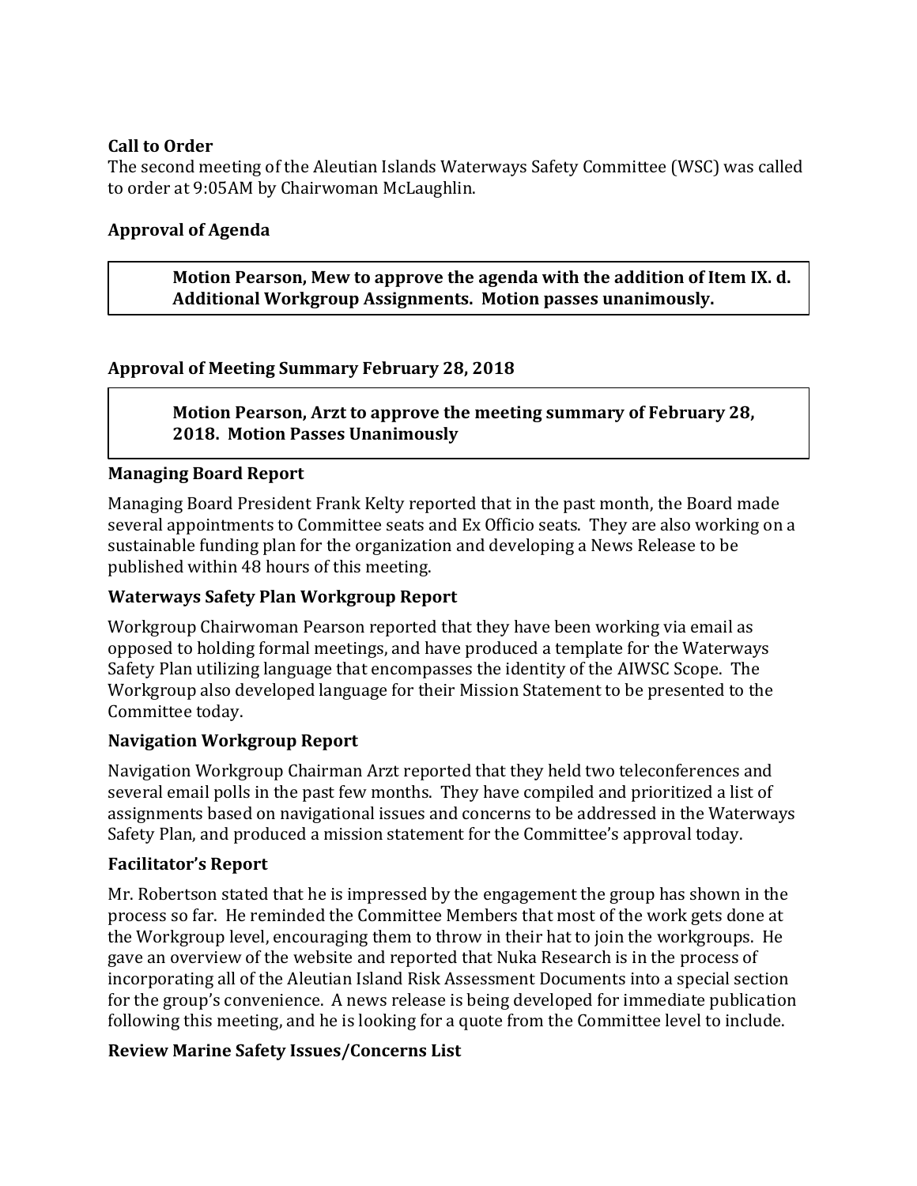**Call to Order**

The second meeting of the Aleutian Islands Waterways Safety Committee (WSC) was called to order at 9:05AM by Chairwoman McLaughlin.

**Approval of Agenda**

> **Motion Pearson, Mew to approve the agenda with the addition of Item IX. d. Additional Workgroup Assignments. Motion passes unanimously.**

**Approval of Meeting Summary February 28, 2018**

> **Motion Pearson, Arzt to approve the meeting summary of February 28, 2018. Motion Passes Unanimously**

**Managing Board Report**

Managing Board President Frank Kelty reported that in the past month, the Board made several appointments to Committee seats and Ex Officio seats. They are also working on a sustainable funding plan for the organization and developing a News Release to be published within 48 hours of this meeting.

**Waterways Safety Plan Workgroup Report**

Workgroup Chairwoman Pearson reported that they have been working via email as opposed to holding formal meetings, and have produced a template for the Waterways Safety Plan utilizing language that encompasses the identity of the AIWSC Scope. The Workgroup also developed language for their Mission Statement to be presented to the Committee today.

**Navigation Workgroup Report**

Navigation Workgroup Chairman Arzt reported that they held two teleconferences and several email polls in the past few months. They have compiled and prioritized a list of assignments based on navigational issues and concerns to be addressed in the Waterways Safety Plan, and produced a mission statement for the Committee's approval today.

**Facilitator's Report**

Mr. Robertson stated that he is impressed by the engagement the group has shown in the process so far. He reminded the Committee Members that most of the work gets done at the Workgroup level, encouraging them to throw in their hat to join the workgroups. He gave an overview of the website and reported that Nuka Research is in the process of incorporating all of the Aleutian Island Risk Assessment Documents into a special section for the group's convenience. A news release is being developed for immediate publication following this meeting, and he is looking for a quote from the Committee level to include.

**Review Marine Safety Issues/Concerns List**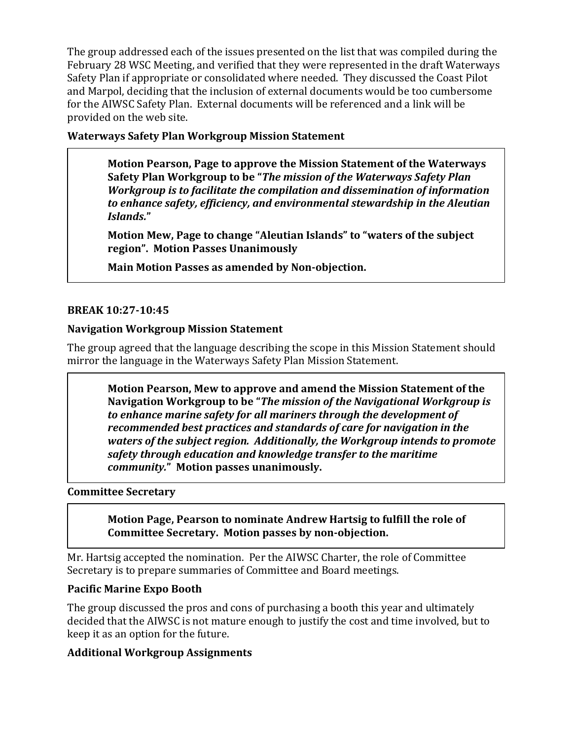The group addressed each of the issues presented on the list that was compiled during the February 28 WSC Meeting, and verified that they were represented in the draft Waterways Safety Plan if appropriate or consolidated where needed. They discussed the Coast Pilot and Marpol, deciding that the inclusion of external documents would be too cumbersome for the AIWSC Safety Plan. External documents will be referenced and a link will be provided on the web site.

**Waterways Safety Plan Workgroup Mission Statement**

> **Motion Pearson, Page to approve the Mission Statement of the Waterways Safety Plan Workgroup to be "*The mission of the Waterways Safety Plan Workgroup is to facilitate the compilation and dissemination of information to enhance safety, efficiency, and environmental stewardship in the Aleutian Islands.*"**
>
> **Motion Mew, Page to change "Aleutian Islands" to "waters of the subject region". Motion Passes Unanimously**
>
> **Main Motion Passes as amended by Non-objection.**

**BREAK 10:27-10:45**

**Navigation Workgroup Mission Statement**

The group agreed that the language describing the scope in this Mission Statement should mirror the language in the Waterways Safety Plan Mission Statement.

> **Motion Pearson, Mew to approve and amend the Mission Statement of the Navigation Workgroup to be "*The mission of the Navigational Workgroup is to enhance marine safety for all mariners through the development of recommended best practices and standards of care for navigation in the waters of the subject region. Additionally, the Workgroup intends to promote safety through education and knowledge transfer to the maritime community.*" Motion passes unanimously.**

**Committee Secretary**

> **Motion Page, Pearson to nominate Andrew Hartsig to fulfill the role of Committee Secretary. Motion passes by non-objection.**

Mr. Hartsig accepted the nomination. Per the AIWSC Charter, the role of Committee Secretary is to prepare summaries of Committee and Board meetings.

**Pacific Marine Expo Booth**

The group discussed the pros and cons of purchasing a booth this year and ultimately decided that the AIWSC is not mature enough to justify the cost and time involved, but to keep it as an option for the future.

**Additional Workgroup Assignments**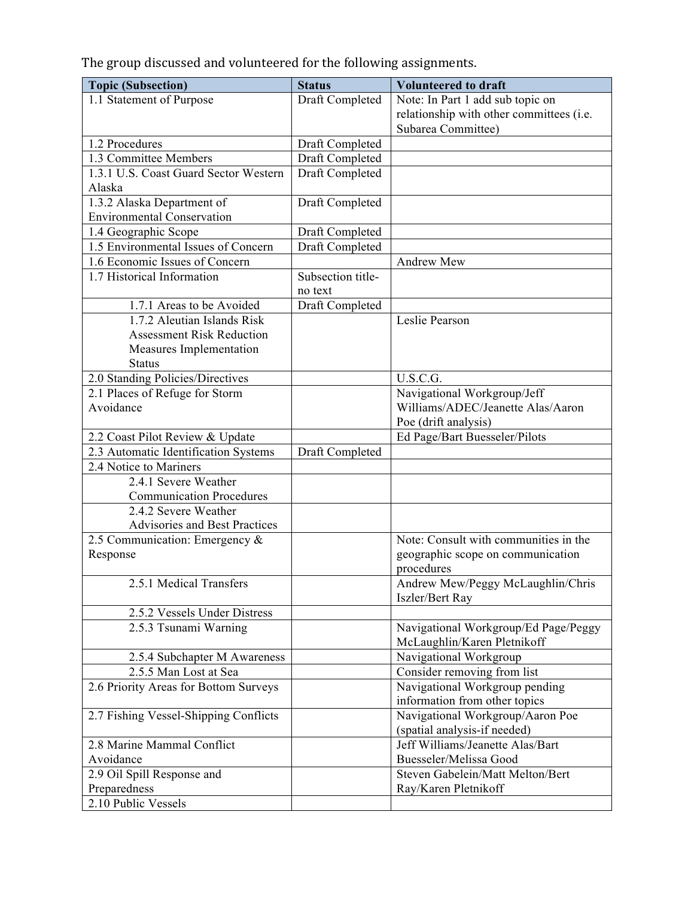The group discussed and volunteered for the following assignments.

| Topic (Subsection) | Status | Volunteered to draft |
|---|---|---|
| 1.1 Statement of Purpose | Draft Completed | Note: In Part 1 add sub topic on relationship with other committees (i.e. Subarea Committee) |
| 1.2 Procedures | Draft Completed | |
| 1.3 Committee Members | Draft Completed | |
| 1.3.1 U.S. Coast Guard Sector Western Alaska | Draft Completed | |
| 1.3.2 Alaska Department of Environmental Conservation | Draft Completed | |
| 1.4 Geographic Scope | Draft Completed | |
| 1.5 Environmental Issues of Concern | Draft Completed | |
| 1.6 Economic Issues of Concern | | Andrew Mew |
| 1.7 Historical Information | Subsection title-no text | |
| 1.7.1 Areas to be Avoided | Draft Completed | |
| 1.7.2 Aleutian Islands Risk Assessment Risk Reduction Measures Implementation Status | | Leslie Pearson |
| 2.0 Standing Policies/Directives | | U.S.C.G. |
| 2.1 Places of Refuge for Storm Avoidance | | Navigational Workgroup/Jeff Williams/ADEC/Jeanette Alas/Aaron Poe (drift analysis) |
| 2.2 Coast Pilot Review & Update | | Ed Page/Bart Buesseler/Pilots |
| 2.3 Automatic Identification Systems | Draft Completed | |
| 2.4 Notice to Mariners | | |
| 2.4.1 Severe Weather Communication Procedures | | |
| 2.4.2 Severe Weather Advisories and Best Practices | | |
| 2.5 Communication: Emergency & Response | | Note: Consult with communities in the geographic scope on communication procedures |
| 2.5.1 Medical Transfers | | Andrew Mew/Peggy McLaughlin/Chris Iszler/Bert Ray |
| 2.5.2 Vessels Under Distress | | |
| 2.5.3 Tsunami Warning | | Navigational Workgroup/Ed Page/Peggy McLaughlin/Karen Pletnikoff |
| 2.5.4 Subchapter M Awareness | | Navigational Workgroup |
| 2.5.5 Man Lost at Sea | | Consider removing from list |
| 2.6 Priority Areas for Bottom Surveys | | Navigational Workgroup pending information from other topics |
| 2.7 Fishing Vessel-Shipping Conflicts | | Navigational Workgroup/Aaron Poe (spatial analysis-if needed) |
| 2.8 Marine Mammal Conflict Avoidance | | Jeff Williams/Jeanette Alas/Bart Buesseler/Melissa Good |
| 2.9 Oil Spill Response and Preparedness | | Steven Gabelein/Matt Melton/Bert Ray/Karen Pletnikoff |
| 2.10 Public Vessels | | |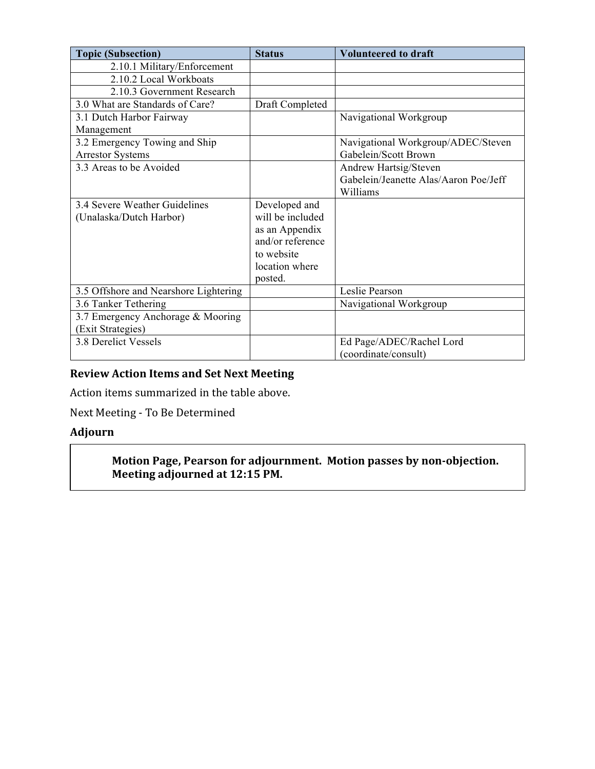| Topic (Subsection) | Status | Volunteered to draft |
|---|---|---|
| 2.10.1 Military/Enforcement | | |
| 2.10.2 Local Workboats | | |
| 2.10.3 Government Research | | |
| 3.0 What are Standards of Care? | Draft Completed | |
| 3.1 Dutch Harbor Fairway Management | | Navigational Workgroup |
| 3.2 Emergency Towing and Ship Arrestor Systems | | Navigational Workgroup/ADEC/Steven Gabelein/Scott Brown |
| 3.3 Areas to be Avoided | | Andrew Hartsig/Steven Gabelein/Jeanette Alas/Aaron Poe/Jeff Williams |
| 3.4 Severe Weather Guidelines (Unalaska/Dutch Harbor) | Developed and will be included as an Appendix and/or reference to website location where posted. | |
| 3.5 Offshore and Nearshore Lightering | | Leslie Pearson |
| 3.6 Tanker Tethering | | Navigational Workgroup |
| 3.7 Emergency Anchorage & Mooring (Exit Strategies) | | |
| 3.8 Derelict Vessels | | Ed Page/ADEC/Rachel Lord (coordinate/consult) |

## Review Action Items and Set Next Meeting

Action items summarized in the table above.

Next Meeting - To Be Determined

## Adjourn

> **Motion Page, Pearson for adjournment. Motion passes by non-objection. Meeting adjourned at 12:15 PM.**